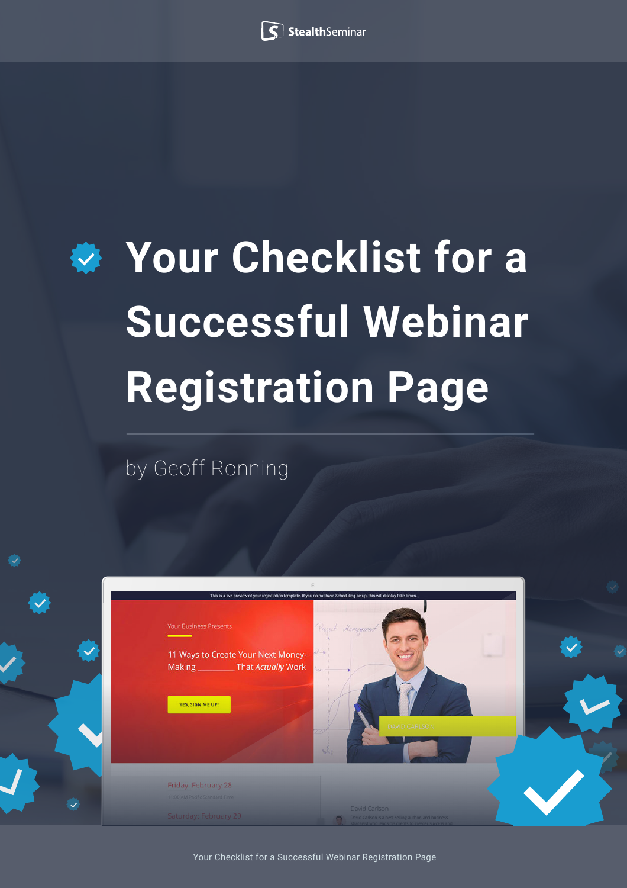StealthSeminar

# Your Checklist for a Successful Webinar Registration Page

by Geoff Ronning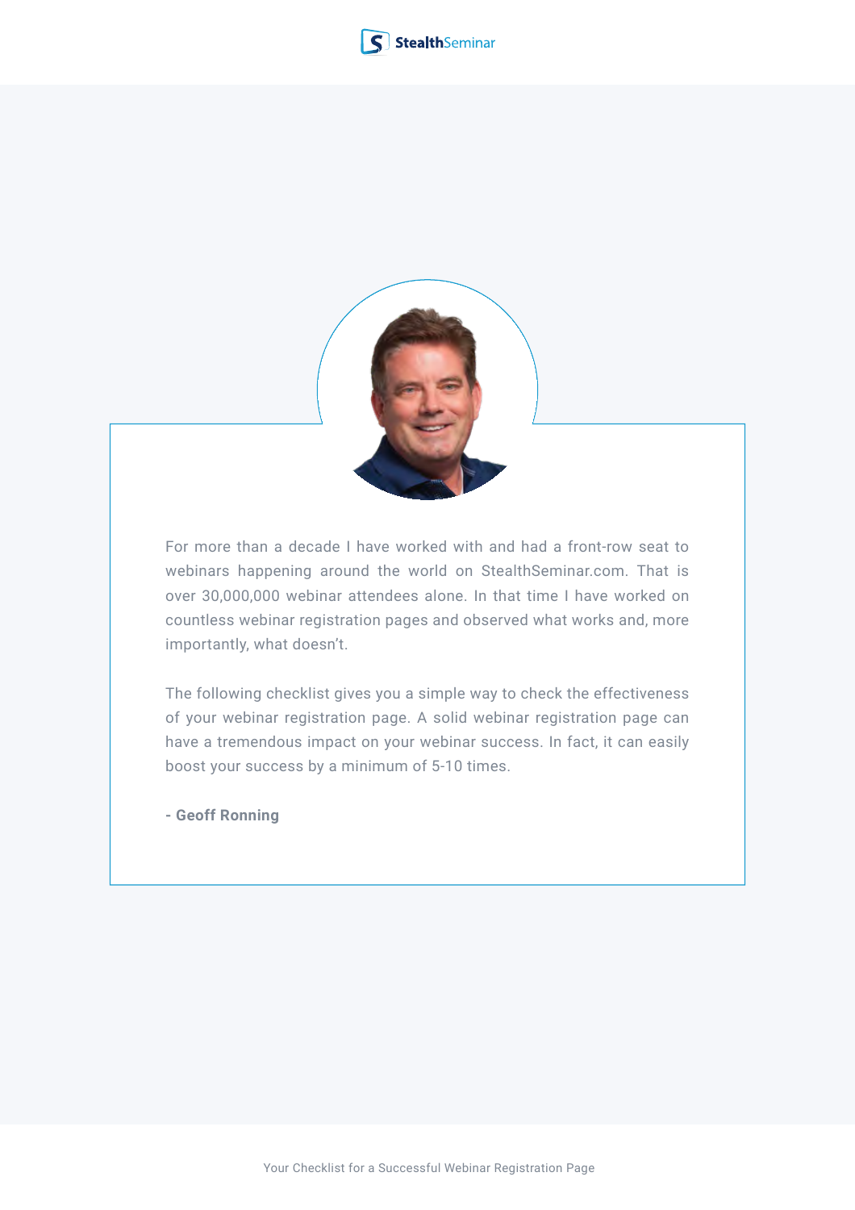For more than a decade I have worked with and had a front-row seat to webinars happening around the world on StealthSeminar.com. That is over 30,000,000 webinar attendees alone. In that time I have worked on countless webinar registration pages and observed what works and, more importantly, what doesn't.

The following checklist gives you a simple way to check the effectiveness of your webinar registration page. A solid webinar registration page can have a tremendous impact on your webinar success. In fact, it can easily boost your success by a minimum of 5-10 times.

**- Geoff Ronning**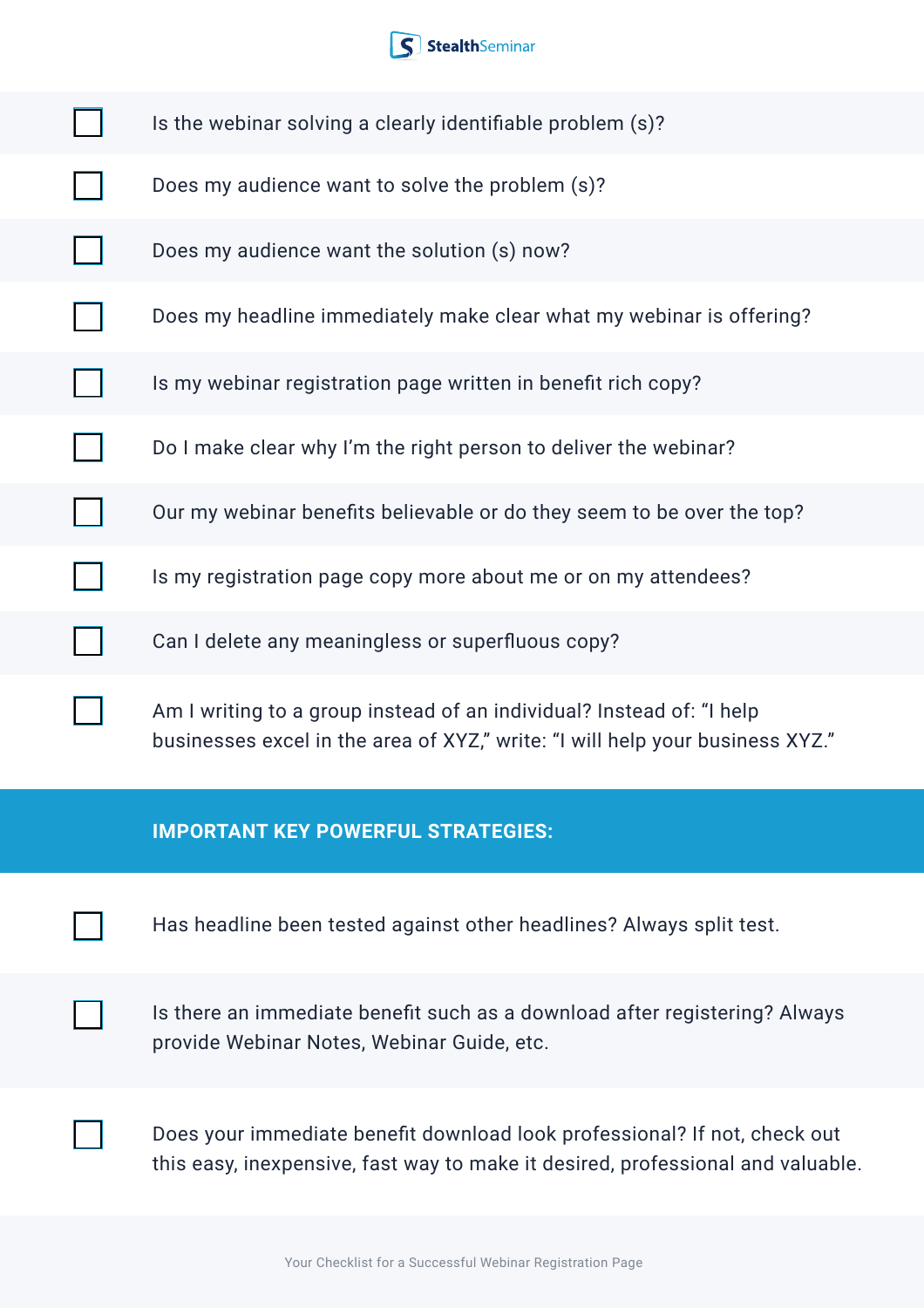- [ ] Is the webinar solving a clearly identifiable problem (s)?
- [ ] Does my audience want to solve the problem (s)?
- [ ] Does my audience want the solution (s) now?
- [ ] Does my headline immediately make clear what my webinar is offering?
- [ ] Is my webinar registration page written in benefit rich copy?
- [ ] Do I make clear why I'm the right person to deliver the webinar?
- [ ] Our my webinar benefits believable or do they seem to be over the top?
- [ ] Is my registration page copy more about me or on my attendees?
- [ ] Can I delete any meaningless or superfluous copy?
- [ ] Am I writing to a group instead of an individual? Instead of: "I help businesses excel in the area of XYZ," write: "I will help your business XYZ."

## IMPORTANT KEY POWERFUL STRATEGIES:

- [ ] Has headline been tested against other headlines? Always split test.
- [ ] Is there an immediate benefit such as a download after registering? Always provide Webinar Notes, Webinar Guide, etc.
- [ ] Does your immediate benefit download look professional? If not, check out this easy, inexpensive, fast way to make it desired, professional and valuable.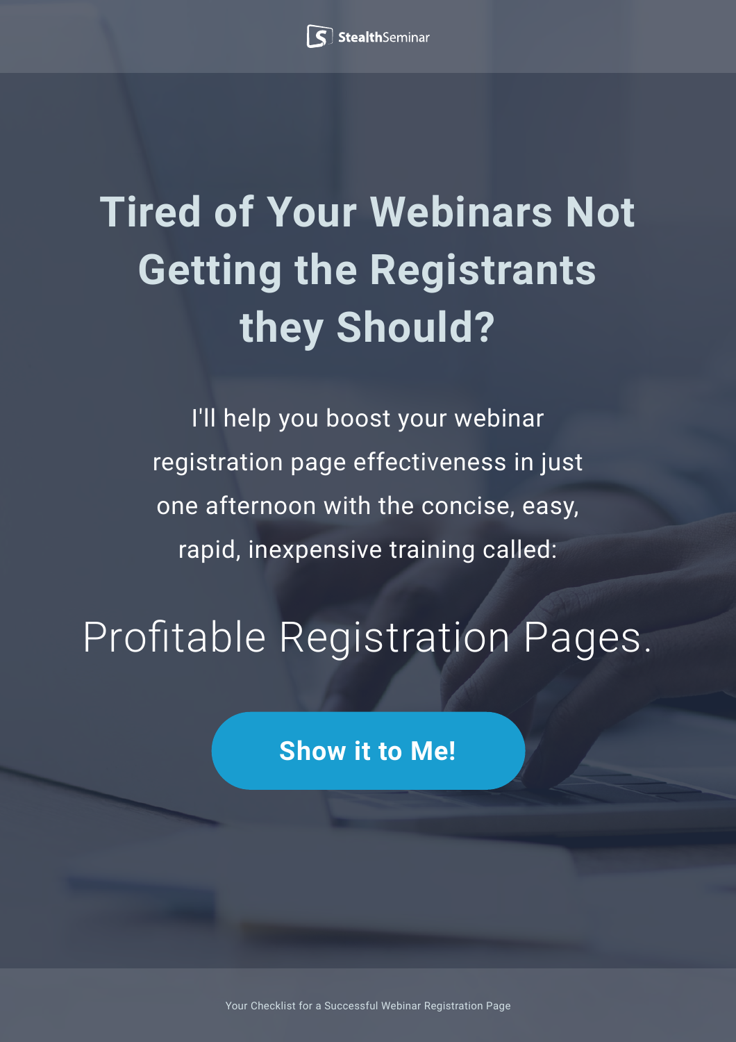StealthSeminar

# Tired of Your Webinars Not Getting the Registrants they Should?

I'll help you boost your webinar registration page effectiveness in just one afternoon with the concise, easy, rapid, inexpensive training called:

## Profitable Registration Pages.

**Show it to Me!**